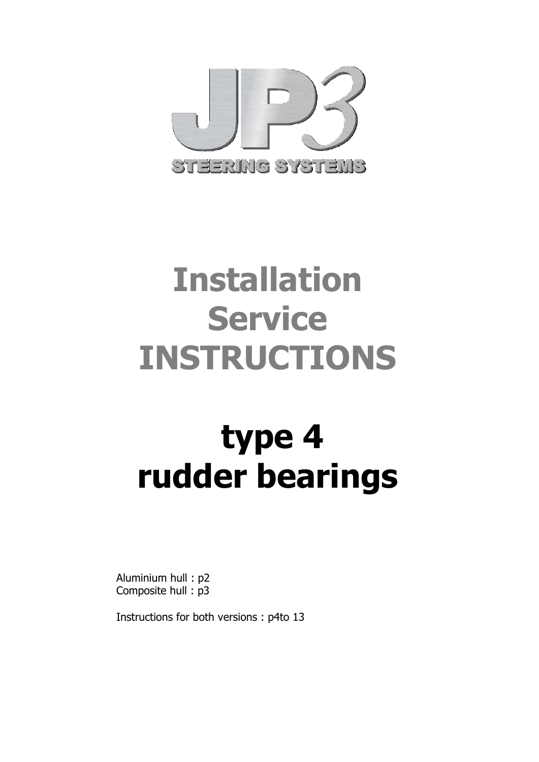JP3

STEERING SYSTEMS

# Installation Service INSTRUCTIONS

# type 4 rudder bearings

Aluminium hull : p2
Composite hull : p3

Instructions for both versions : p4to 13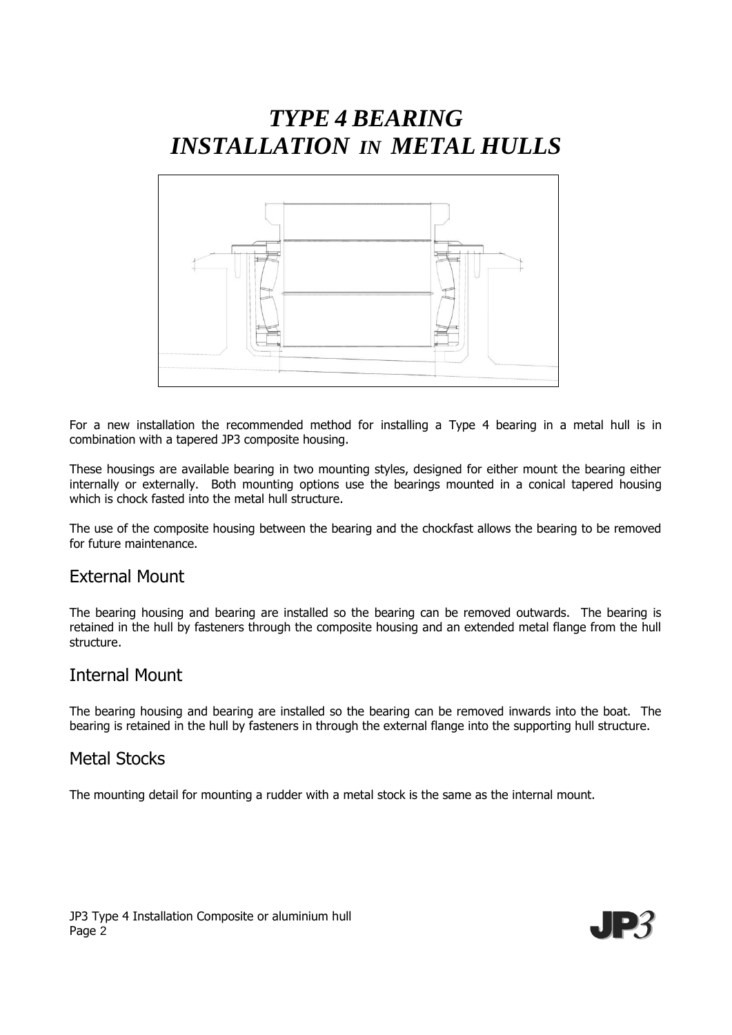// TYPE 4 BEARING
// INSTALLATION *IN* METAL HULLS

# *TYPE 4 BEARING INSTALLATION IN METAL HULLS*

For a new installation the recommended method for installing a Type 4 bearing in a metal hull is in combination with a tapered JP3 composite housing.

These housings are available bearing in two mounting styles, designed for either mount the bearing either internally or externally. Both mounting options use the bearings mounted in a conical tapered housing which is chock fasted into the metal hull structure.

The use of the composite housing between the bearing and the chockfast allows the bearing to be removed for future maintenance.

## External Mount

The bearing housing and bearing are installed so the bearing can be removed outwards. The bearing is retained in the hull by fasteners through the composite housing and an extended metal flange from the hull structure.

## Internal Mount

The bearing housing and bearing are installed so the bearing can be removed inwards into the boat. The bearing is retained in the hull by fasteners in through the external flange into the supporting hull structure.

## Metal Stocks

The mounting detail for mounting a rudder with a metal stock is the same as the internal mount.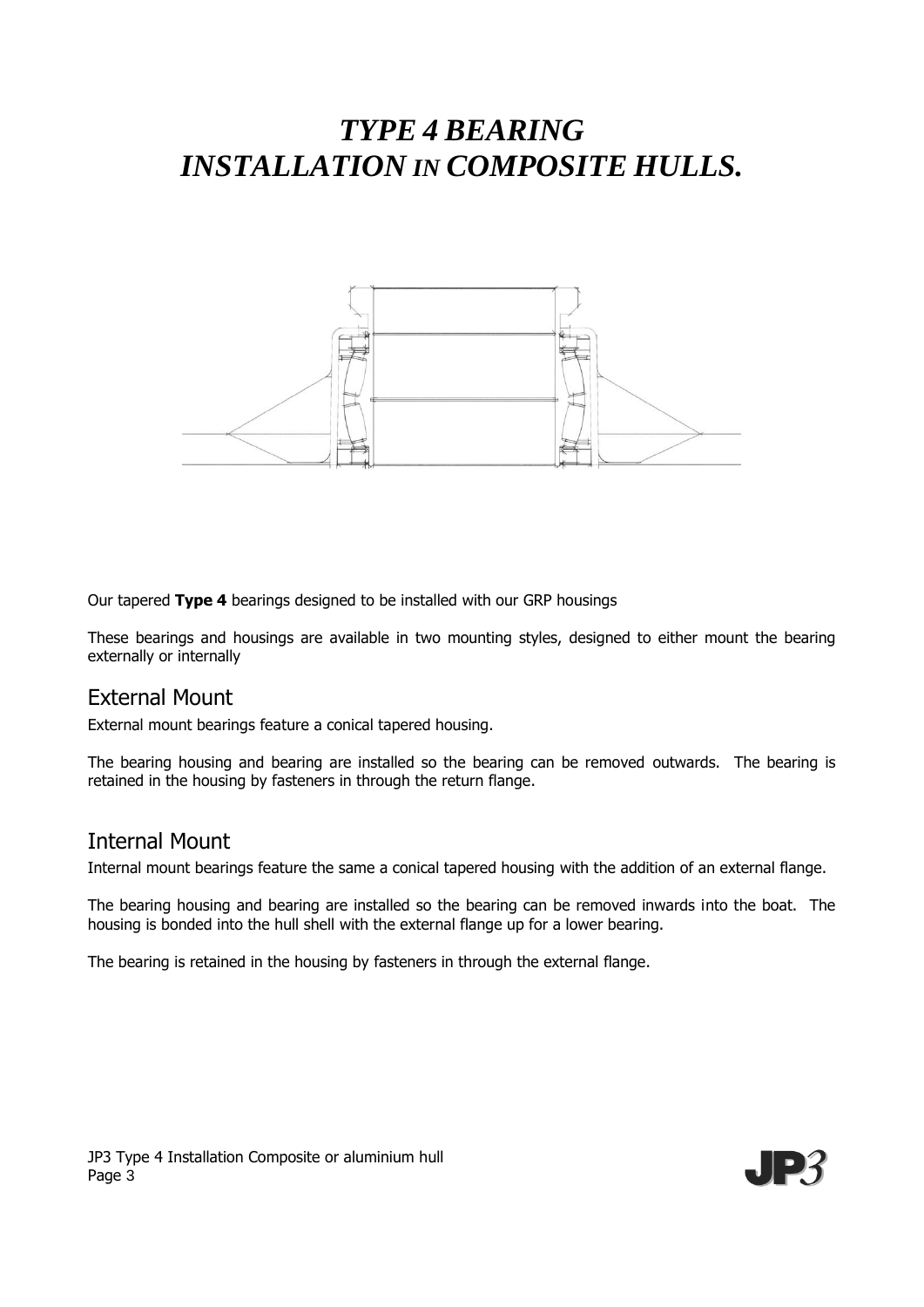# *TYPE 4 BEARING INSTALLATION IN COMPOSITE HULLS.*

Our tapered **Type 4** bearings designed to be installed with our GRP housings

These bearings and housings are available in two mounting styles, designed to either mount the bearing externally or internally

## External Mount

External mount bearings feature a conical tapered housing.

The bearing housing and bearing are installed so the bearing can be removed outwards. The bearing is retained in the housing by fasteners in through the return flange.

## Internal Mount

Internal mount bearings feature the same a conical tapered housing with the addition of an external flange.

The bearing housing and bearing are installed so the bearing can be removed inwards into the boat. The housing is bonded into the hull shell with the external flange up for a lower bearing.

The bearing is retained in the housing by fasteners in through the external flange.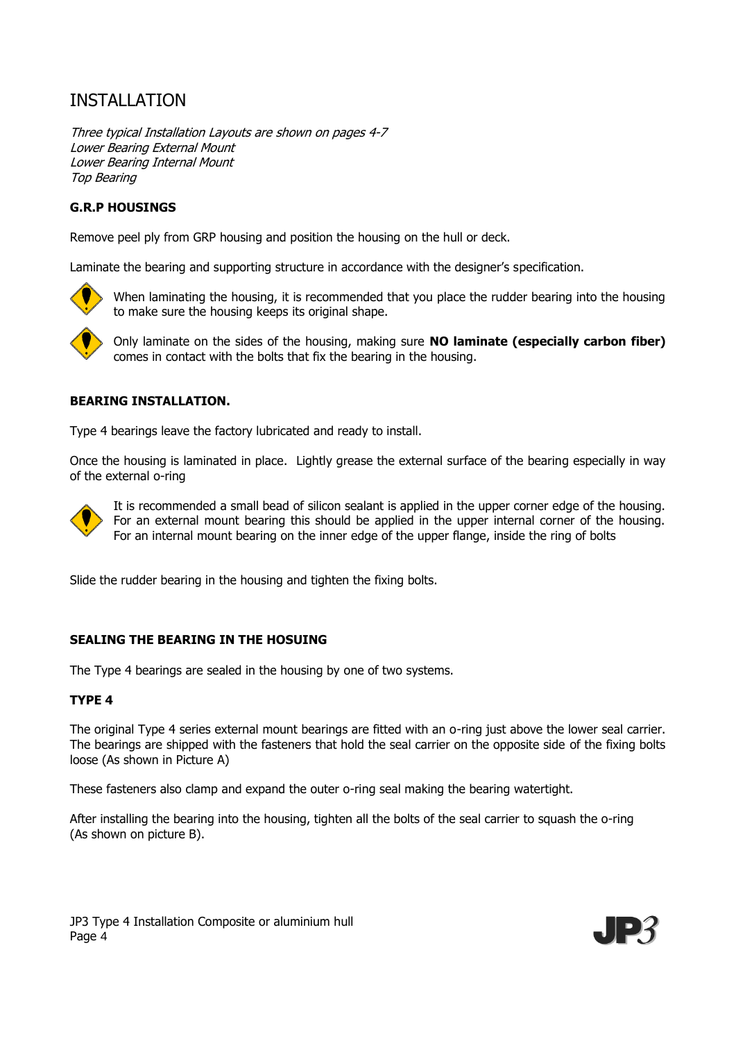# INSTALLATION

*Three typical Installation Layouts are shown on pages 4-7*
*Lower Bearing External Mount*
*Lower Bearing Internal Mount*
*Top Bearing*

**G.R.P HOUSINGS**

Remove peel ply from GRP housing and position the housing on the hull or deck.

Laminate the bearing and supporting structure in accordance with the designer's specification.

When laminating the housing, it is recommended that you place the rudder bearing into the housing to make sure the housing keeps its original shape.

Only laminate on the sides of the housing, making sure **NO laminate (especially carbon fiber)** comes in contact with the bolts that fix the bearing in the housing.

**BEARING INSTALLATION.**

Type 4 bearings leave the factory lubricated and ready to install.

Once the housing is laminated in place. Lightly grease the external surface of the bearing especially in way of the external o-ring

It is recommended a small bead of silicon sealant is applied in the upper corner edge of the housing. For an external mount bearing this should be applied in the upper internal corner of the housing. For an internal mount bearing on the inner edge of the upper flange, inside the ring of bolts

Slide the rudder bearing in the housing and tighten the fixing bolts.

**SEALING THE BEARING IN THE HOSUING**

The Type 4 bearings are sealed in the housing by one of two systems.

**TYPE 4**

The original Type 4 series external mount bearings are fitted with an o-ring just above the lower seal carrier. The bearings are shipped with the fasteners that hold the seal carrier on the opposite side of the fixing bolts loose (As shown in Picture A)

These fasteners also clamp and expand the outer o-ring seal making the bearing watertight.

After installing the bearing into the housing, tighten all the bolts of the seal carrier to squash the o-ring (As shown on picture B).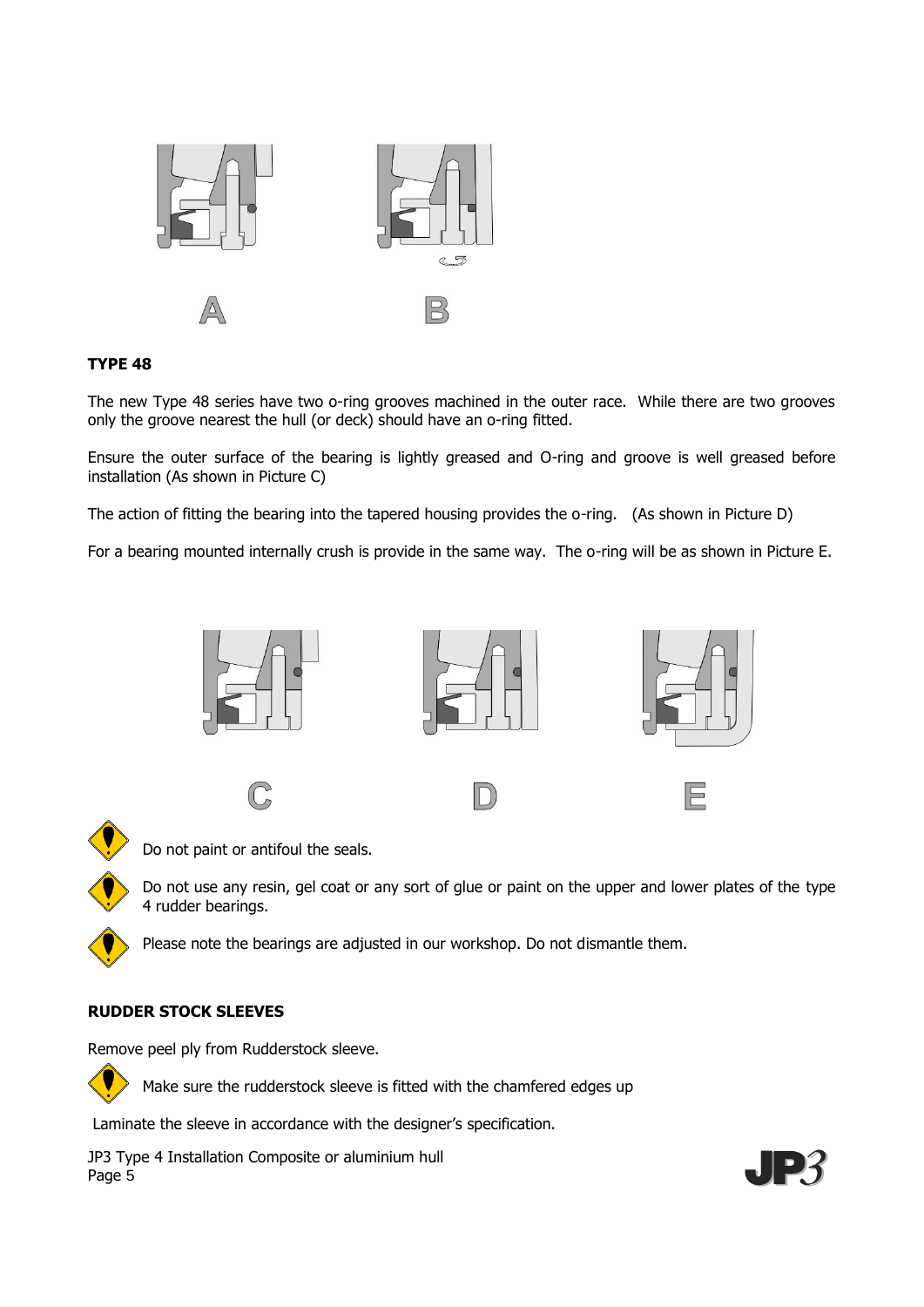A B

**TYPE 48**

The new Type 48 series have two o-ring grooves machined in the outer race. While there are two grooves only the groove nearest the hull (or deck) should have an o-ring fitted.

Ensure the outer surface of the bearing is lightly greased and O-ring and groove is well greased before installation (As shown in Picture C)

The action of fitting the bearing into the tapered housing provides the o-ring. (As shown in Picture D)

For a bearing mounted internally crush is provide in the same way. The o-ring will be as shown in Picture E.

C D E

Do not paint or antifoul the seals.

Do not use any resin, gel coat or any sort of glue or paint on the upper and lower plates of the type 4 rudder bearings.

Please note the bearings are adjusted in our workshop. Do not dismantle them.

**RUDDER STOCK SLEEVES**

Remove peel ply from Rudderstock sleeve.

Make sure the rudderstock sleeve is fitted with the chamfered edges up

Laminate the sleeve in accordance with the designer's specification.

JP3 Type 4 Installation Composite or aluminium hull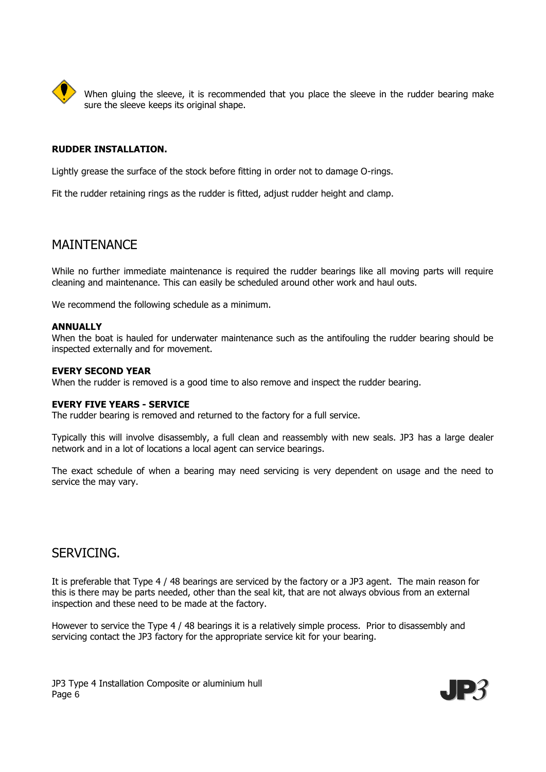When gluing the sleeve, it is recommended that you place the sleeve in the rudder bearing make sure the sleeve keeps its original shape.

**RUDDER INSTALLATION.**

Lightly grease the surface of the stock before fitting in order not to damage O-rings.

Fit the rudder retaining rings as the rudder is fitted, adjust rudder height and clamp.

## MAINTENANCE

While no further immediate maintenance is required the rudder bearings like all moving parts will require cleaning and maintenance. This can easily be scheduled around other work and haul outs.

We recommend the following schedule as a minimum.

**ANNUALLY**
When the boat is hauled for underwater maintenance such as the antifouling the rudder bearing should be inspected externally and for movement.

**EVERY SECOND YEAR**
When the rudder is removed is a good time to also remove and inspect the rudder bearing.

**EVERY FIVE YEARS - SERVICE**
The rudder bearing is removed and returned to the factory for a full service.

Typically this will involve disassembly, a full clean and reassembly with new seals. JP3 has a large dealer network and in a lot of locations a local agent can service bearings.

The exact schedule of when a bearing may need servicing is very dependent on usage and the need to service the may vary.

## SERVICING.

It is preferable that Type 4 / 48 bearings are serviced by the factory or a JP3 agent. The main reason for this is there may be parts needed, other than the seal kit, that are not always obvious from an external inspection and these need to be made at the factory.

However to service the Type 4 / 48 bearings it is a relatively simple process. Prior to disassembly and servicing contact the JP3 factory for the appropriate service kit for your bearing.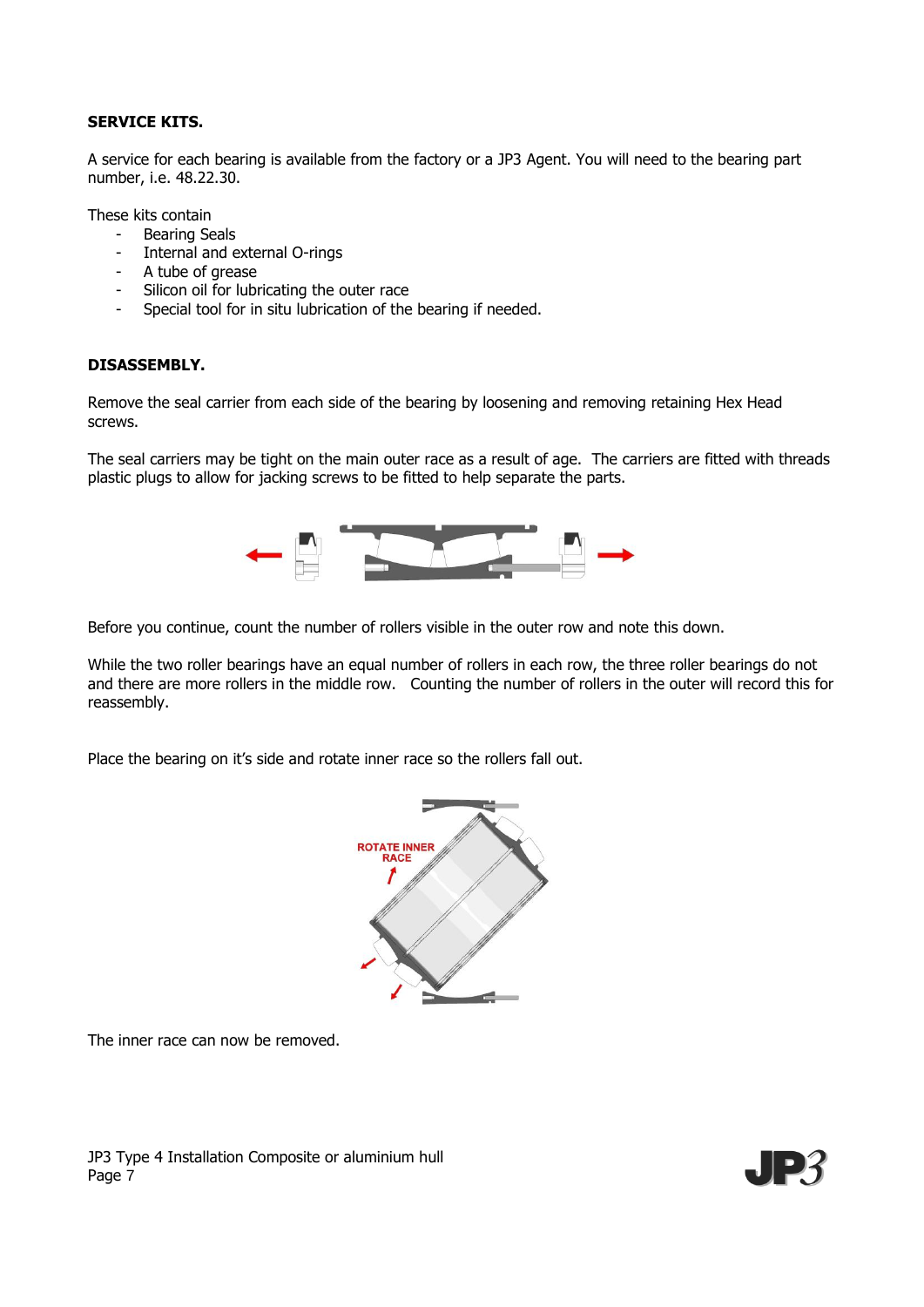**SERVICE KITS.**

A service for each bearing is available from the factory or a JP3 Agent. You will need to the bearing part number, i.e. 48.22.30.

These kits contain

- Bearing Seals
- Internal and external O-rings
- A tube of grease
- Silicon oil for lubricating the outer race
- Special tool for in situ lubrication of the bearing if needed.

**DISASSEMBLY.**

Remove the seal carrier from each side of the bearing by loosening and removing retaining Hex Head screws.

The seal carriers may be tight on the main outer race as a result of age. The carriers are fitted with threads plastic plugs to allow for jacking screws to be fitted to help separate the parts.

Before you continue, count the number of rollers visible in the outer row and note this down.

While the two roller bearings have an equal number of rollers in each row, the three roller bearings do not and there are more rollers in the middle row. Counting the number of rollers in the outer will record this for reassembly.

Place the bearing on it's side and rotate inner race so the rollers fall out.

The inner race can now be removed.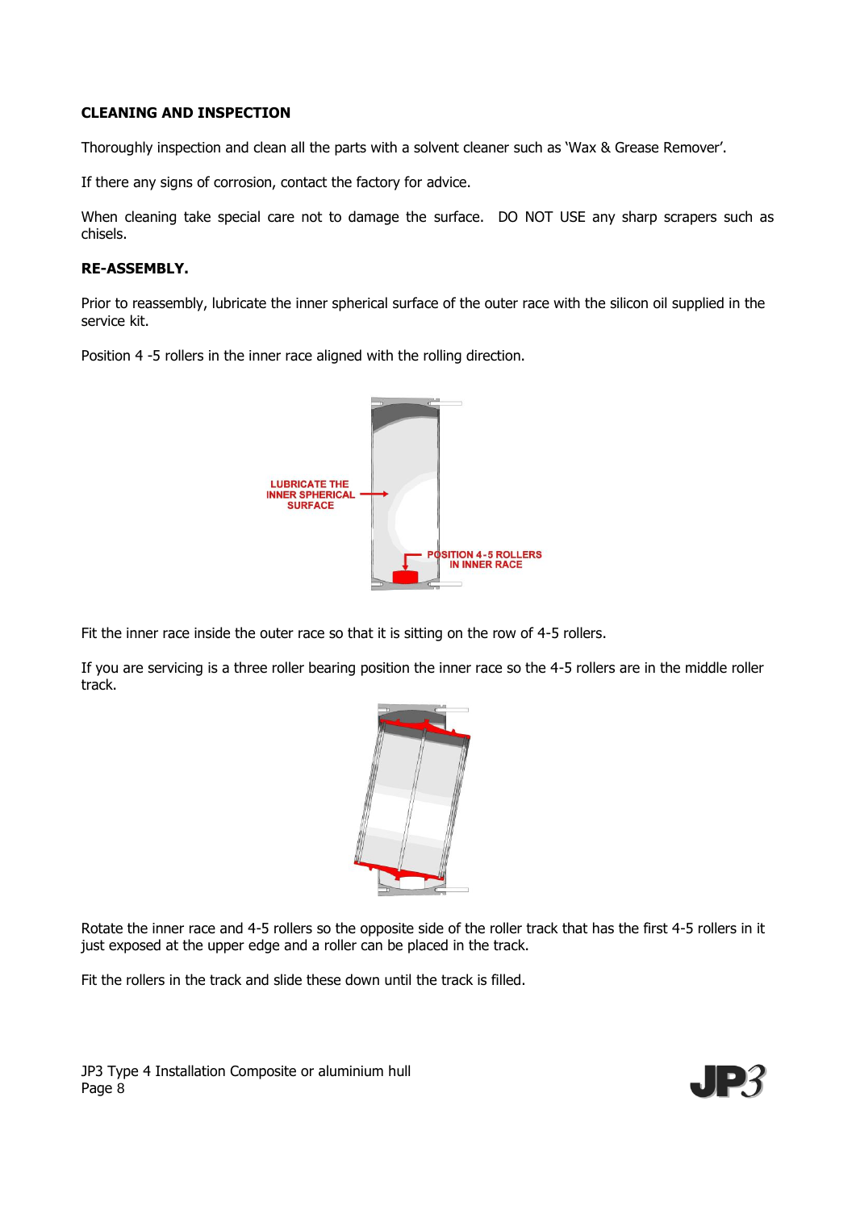**CLEANING AND INSPECTION**

Thoroughly inspection and clean all the parts with a solvent cleaner such as 'Wax & Grease Remover'.

If there any signs of corrosion, contact the factory for advice.

When cleaning take special care not to damage the surface. DO NOT USE any sharp scrapers such as chisels.

**RE-ASSEMBLY.**

Prior to reassembly, lubricate the inner spherical surface of the outer race with the silicon oil supplied in the service kit.

Position 4 -5 rollers in the inner race aligned with the rolling direction.

LUBRICATE THE INNER SPHERICAL SURFACE

POSITION 4-5 ROLLERS IN INNER RACE

Fit the inner race inside the outer race so that it is sitting on the row of 4-5 rollers.

If you are servicing is a three roller bearing position the inner race so the 4-5 rollers are in the middle roller track.

Rotate the inner race and 4-5 rollers so the opposite side of the roller track that has the first 4-5 rollers in it just exposed at the upper edge and a roller can be placed in the track.

Fit the rollers in the track and slide these down until the track is filled.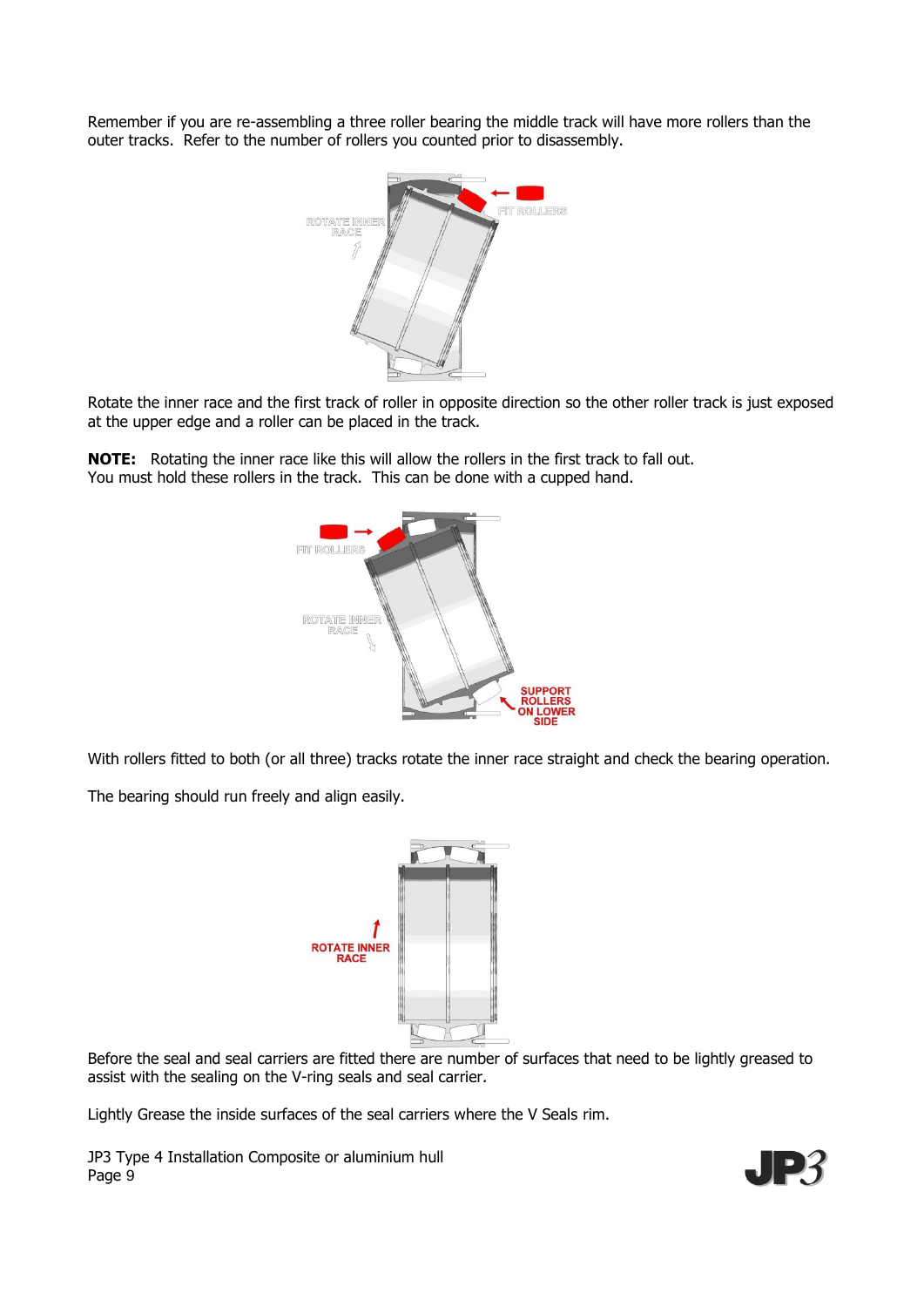Remember if you are re-assembling a three roller bearing the middle track will have more rollers than the outer tracks. Refer to the number of rollers you counted prior to disassembly.

Rotate the inner race and the first track of roller in opposite direction so the other roller track is just exposed at the upper edge and a roller can be placed in the track.

**NOTE:** Rotating the inner race like this will allow the rollers in the first track to fall out. You must hold these rollers in the track. This can be done with a cupped hand.

With rollers fitted to both (or all three) tracks rotate the inner race straight and check the bearing operation.

The bearing should run freely and align easily.

Before the seal and seal carriers are fitted there are number of surfaces that need to be lightly greased to assist with the sealing on the V-ring seals and seal carrier.

Lightly Grease the inside surfaces of the seal carriers where the V Seals rim.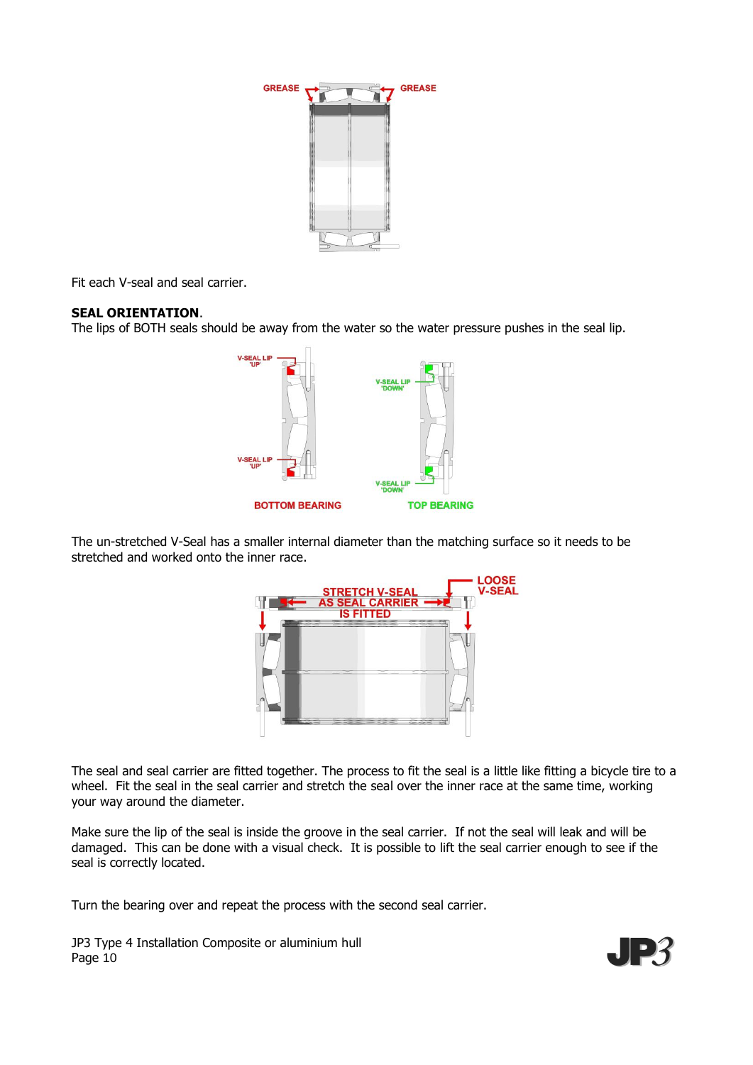Fit each V-seal and seal carrier.

**SEAL ORIENTATION**.
The lips of BOTH seals should be away from the water so the water pressure pushes in the seal lip.

The un-stretched V-Seal has a smaller internal diameter than the matching surface so it needs to be stretched and worked onto the inner race.

The seal and seal carrier are fitted together. The process to fit the seal is a little like fitting a bicycle tire to a wheel. Fit the seal in the seal carrier and stretch the seal over the inner race at the same time, working your way around the diameter.

Make sure the lip of the seal is inside the groove in the seal carrier. If not the seal will leak and will be damaged. This can be done with a visual check. It is possible to lift the seal carrier enough to see if the seal is correctly located.

Turn the bearing over and repeat the process with the second seal carrier.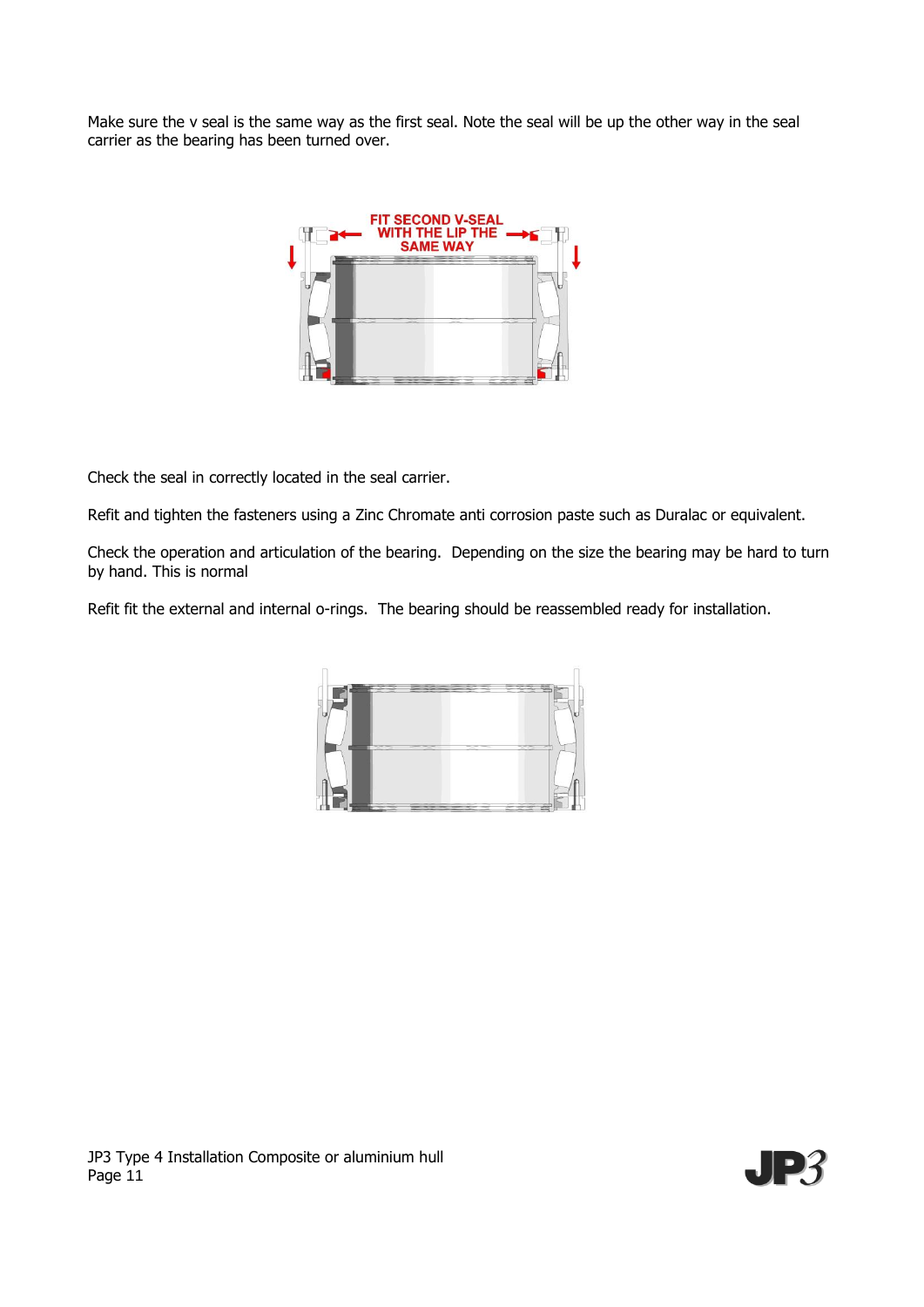Make sure the v seal is the same way as the first seal. Note the seal will be up the other way in the seal carrier as the bearing has been turned over.

FIT SECOND V-SEAL WITH THE LIP THE SAME WAY

Check the seal in correctly located in the seal carrier.

Refit and tighten the fasteners using a Zinc Chromate anti corrosion paste such as Duralac or equivalent.

Check the operation and articulation of the bearing. Depending on the size the bearing may be hard to turn by hand. This is normal

Refit fit the external and internal o-rings. The bearing should be reassembled ready for installation.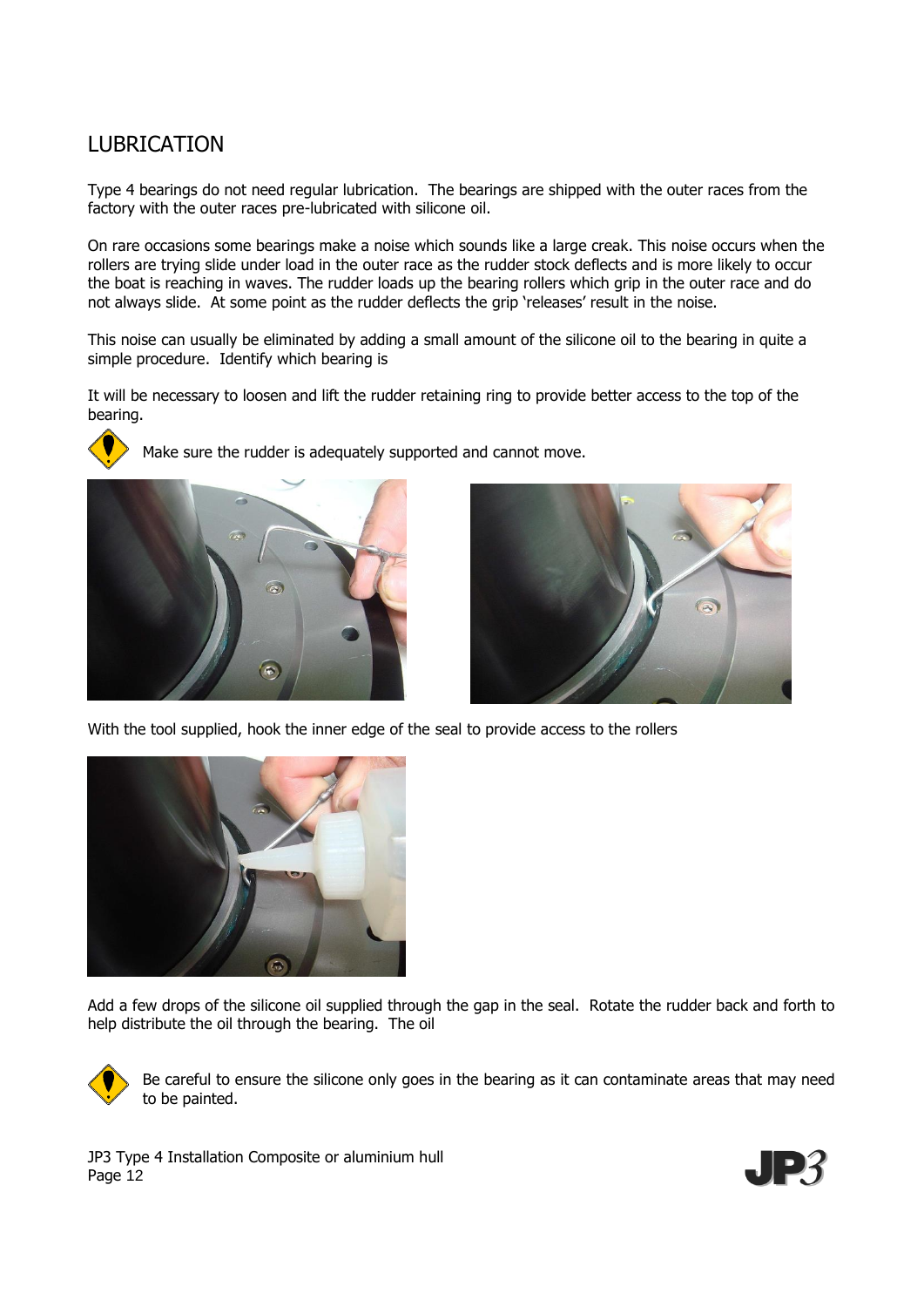# LUBRICATION

Type 4 bearings do not need regular lubrication. The bearings are shipped with the outer races from the factory with the outer races pre-lubricated with silicone oil.

On rare occasions some bearings make a noise which sounds like a large creak. This noise occurs when the rollers are trying slide under load in the outer race as the rudder stock deflects and is more likely to occur the boat is reaching in waves. The rudder loads up the bearing rollers which grip in the outer race and do not always slide. At some point as the rudder deflects the grip 'releases' result in the noise.

This noise can usually be eliminated by adding a small amount of the silicone oil to the bearing in quite a simple procedure. Identify which bearing is

It will be necessary to loosen and lift the rudder retaining ring to provide better access to the top of the bearing.

Make sure the rudder is adequately supported and cannot move.

With the tool supplied, hook the inner edge of the seal to provide access to the rollers

Add a few drops of the silicone oil supplied through the gap in the seal. Rotate the rudder back and forth to help distribute the oil through the bearing. The oil

Be careful to ensure the silicone only goes in the bearing as it can contaminate areas that may need to be painted.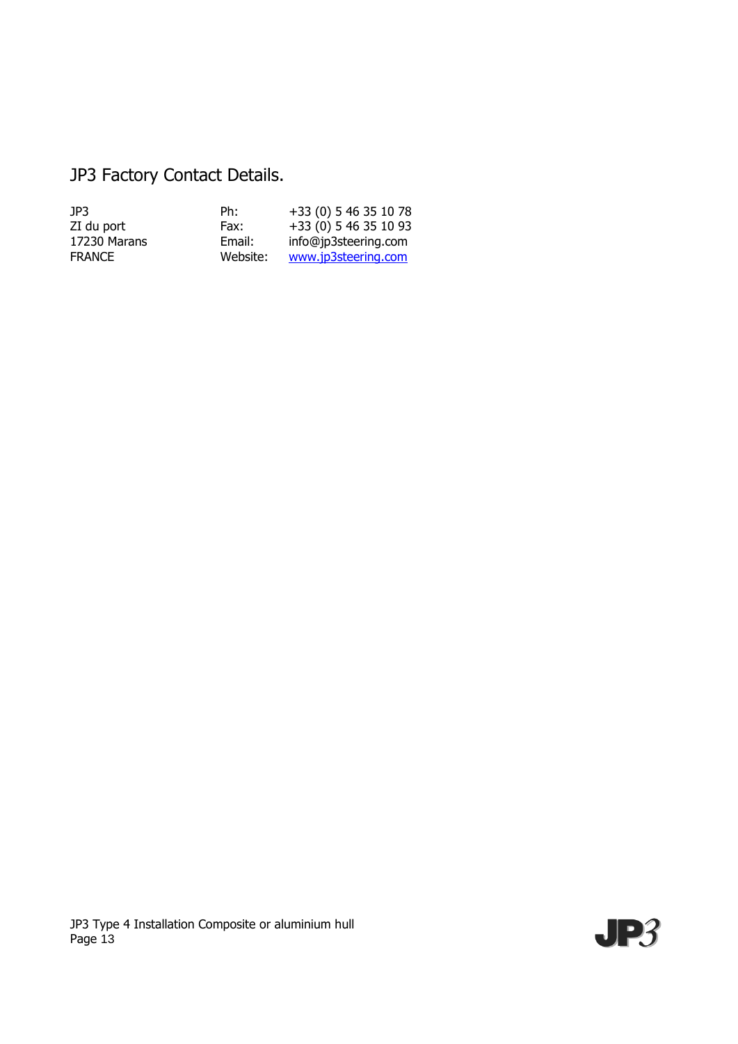# JP3 Factory Contact Details.

| | | |
|---|---|---|
| JP3 | Ph: | +33 (0) 5 46 35 10 78 |
| ZI du port | Fax: | +33 (0) 5 46 35 10 93 |
| 17230 Marans | Email: | info@jp3steering.com |
| FRANCE | Website: | www.jp3steering.com |